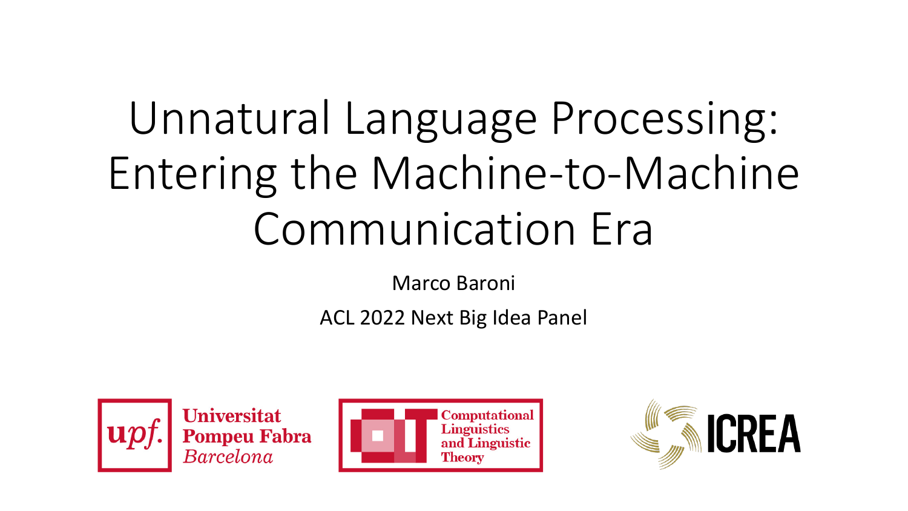# Unnatural Language Processing: Entering the Machine-to-Machine Communication Era

Marco Baroni

ACL 2022 Next Big Idea Panel

Universitat Pompeu Fabra Barcelona

Computational Linguistics and Linguistic Theory

ICREA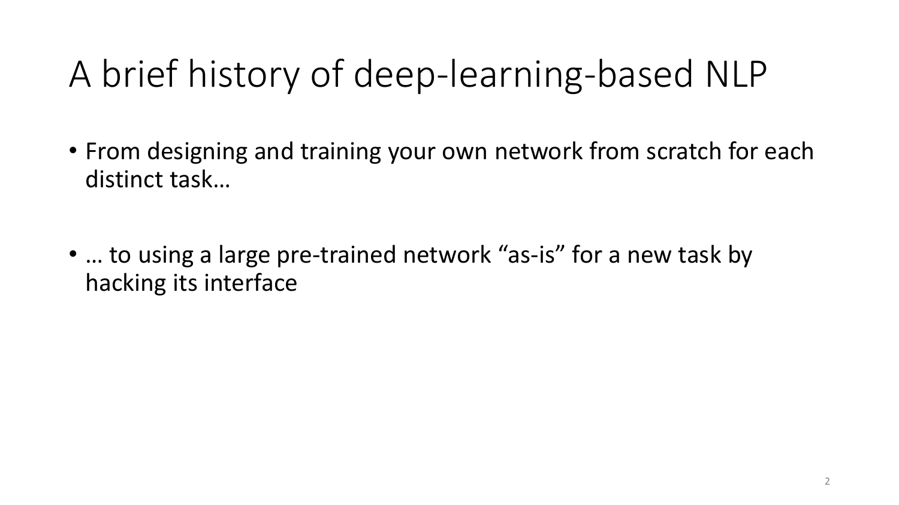# A brief history of deep-learning-based NLP

- From designing and training your own network from scratch for each distinct task…
- … to using a large pre-trained network "as-is" for a new task by hacking its interface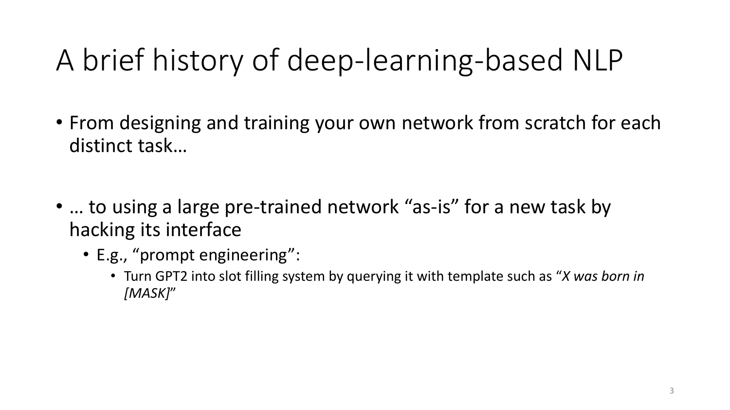# A brief history of deep-learning-based NLP

- From designing and training your own network from scratch for each distinct task…
- … to using a large pre-trained network "as-is" for a new task by hacking its interface
  - E.g., "prompt engineering":
    - Turn GPT2 into slot filling system by querying it with template such as "*X was born in [MASK]*"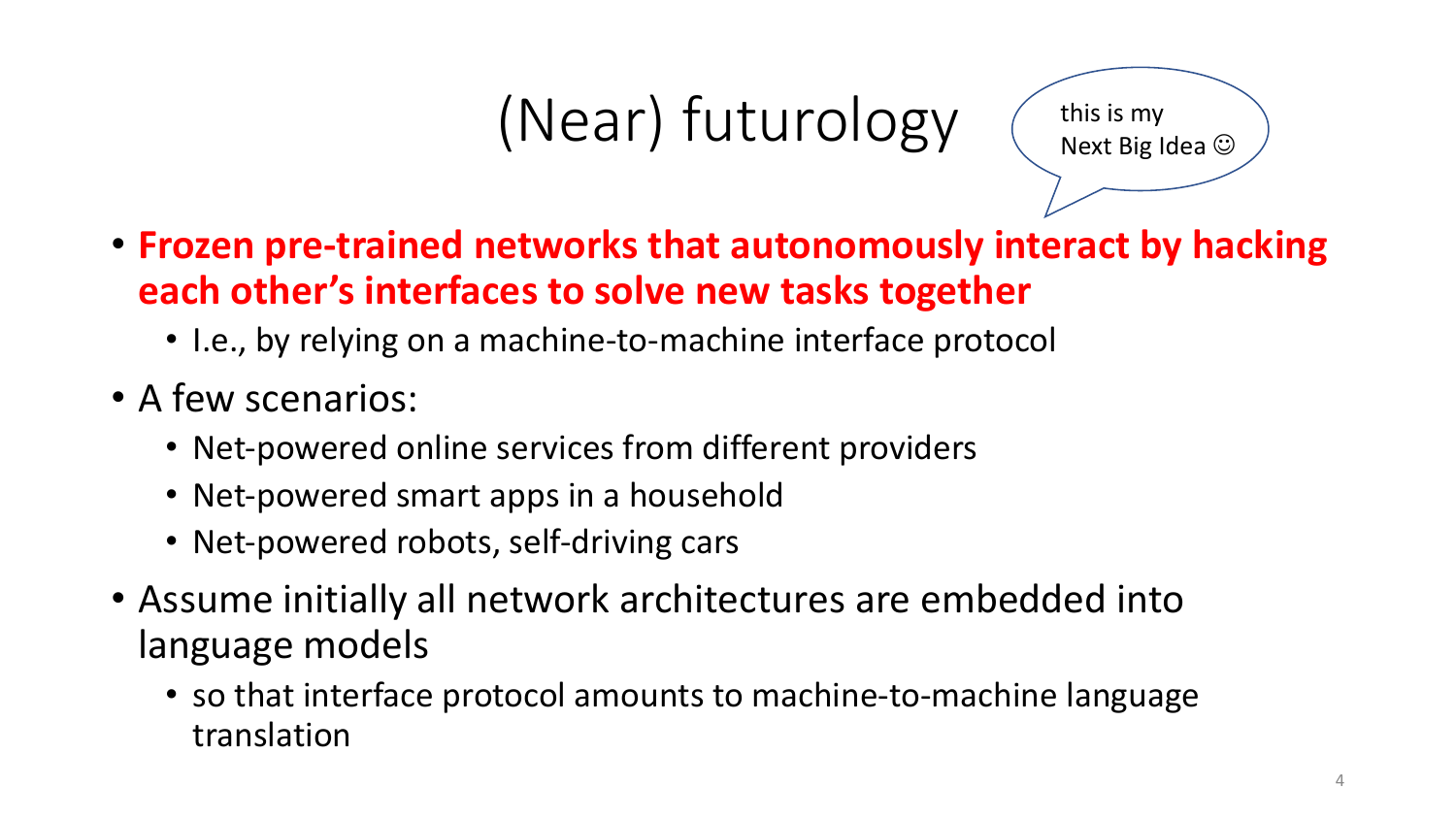# (Near) futurology

this is my Next Big Idea ☺

- **Frozen pre-trained networks that autonomously interact by hacking each other's interfaces to solve new tasks together**
  - I.e., by relying on a machine-to-machine interface protocol
- A few scenarios:
  - Net-powered online services from different providers
  - Net-powered smart apps in a household
  - Net-powered robots, self-driving cars
- Assume initially all network architectures are embedded into language models
  - so that interface protocol amounts to machine-to-machine language translation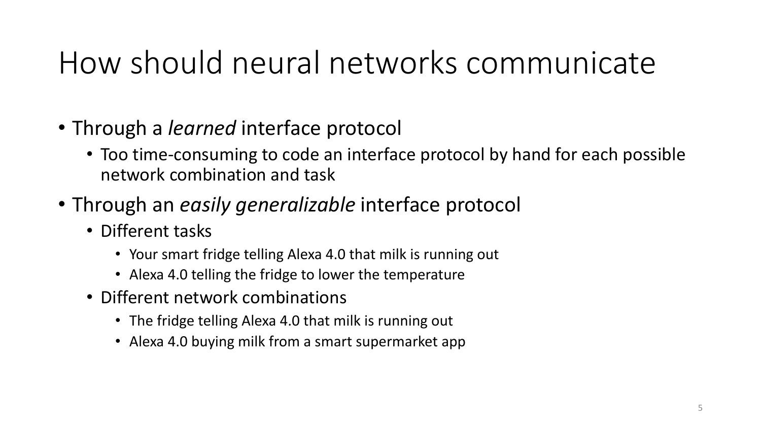# How should neural networks communicate

- Through a *learned* interface protocol
  - Too time-consuming to code an interface protocol by hand for each possible network combination and task
- Through an *easily generalizable* interface protocol
  - Different tasks
    - Your smart fridge telling Alexa 4.0 that milk is running out
    - Alexa 4.0 telling the fridge to lower the temperature
  - Different network combinations
    - The fridge telling Alexa 4.0 that milk is running out
    - Alexa 4.0 buying milk from a smart supermarket app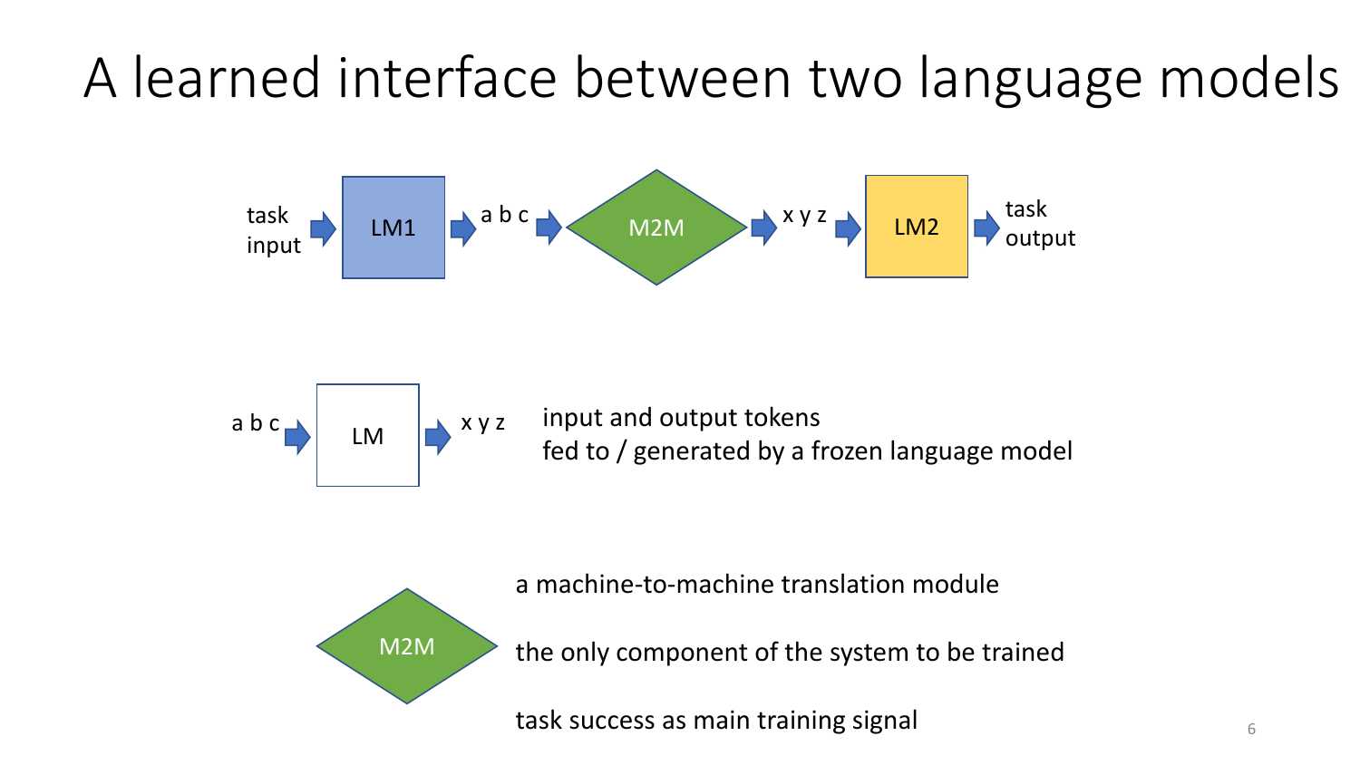# A learned interface between two language models

task input → LM1 → a b c → M2M → x y z → LM2 → task output

a b c → LM → x y z

input and output tokens
fed to / generated by a frozen language model

M2M

a machine-to-machine translation module

the only component of the system to be trained

task success as main training signal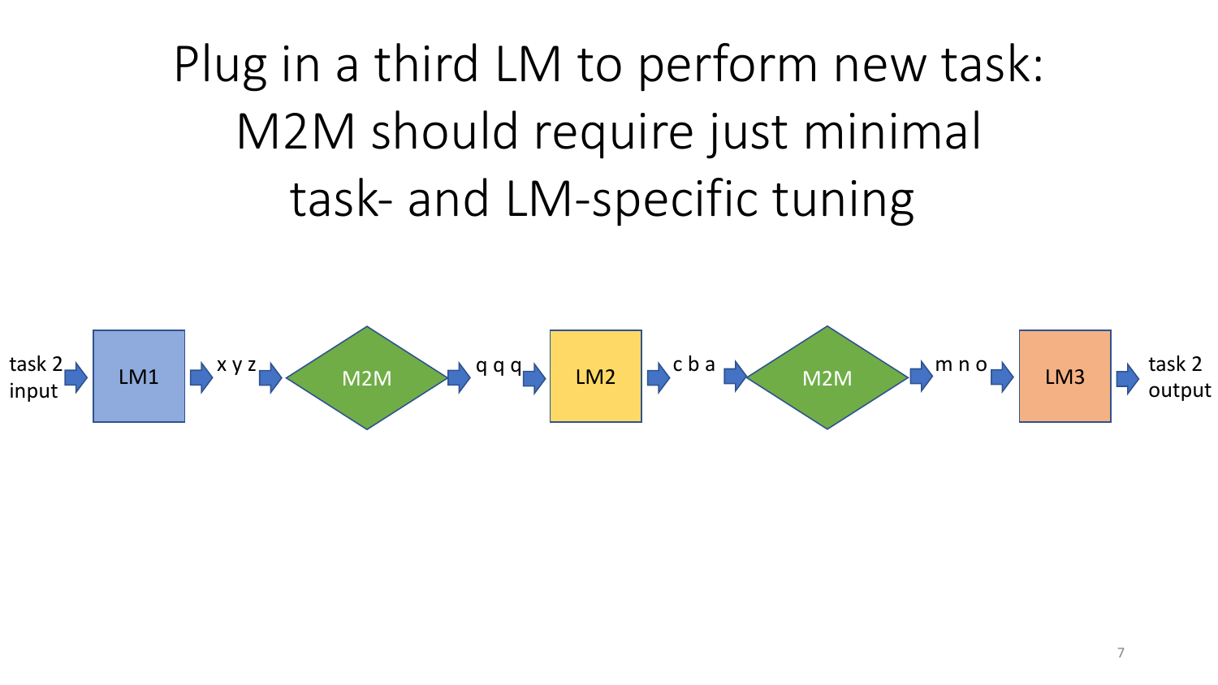# Plug in a third LM to perform new task: M2M should require just minimal task- and LM-specific tuning

task 2 input → LM1 → x y z → M2M → q q q → LM2 → c b a → M2M → m n o → LM3 → task 2 output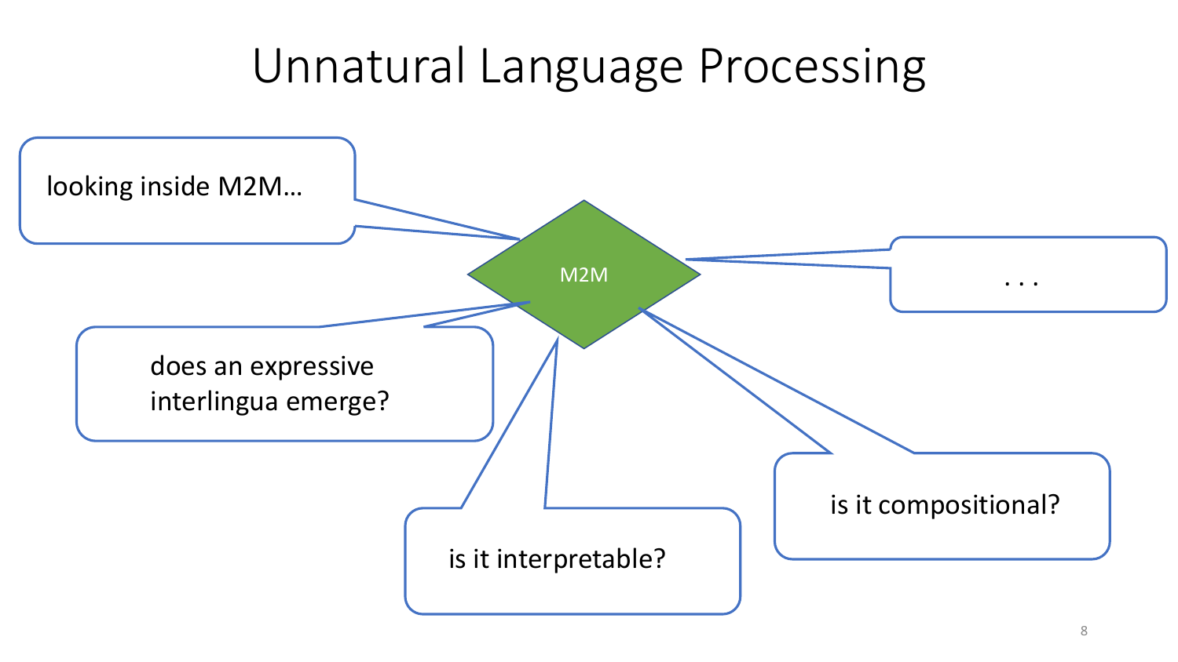# Unnatural Language Processing

M2M

looking inside M2M…

does an expressive interlingua emerge?

is it interpretable?

is it compositional?

. . .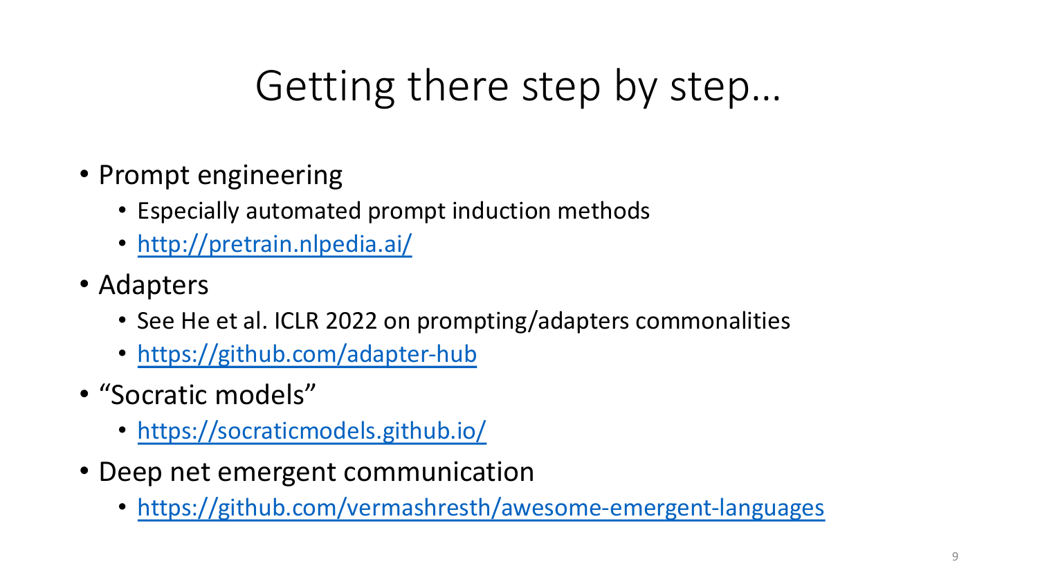# Getting there step by step…

- Prompt engineering
  - Especially automated prompt induction methods
  - http://pretrain.nlpedia.ai/
- Adapters
  - See He et al. ICLR 2022 on prompting/adapters commonalities
  - https://github.com/adapter-hub
- "Socratic models"
  - https://socraticmodels.github.io/
- Deep net emergent communication
  - https://github.com/vermashresth/awesome-emergent-languages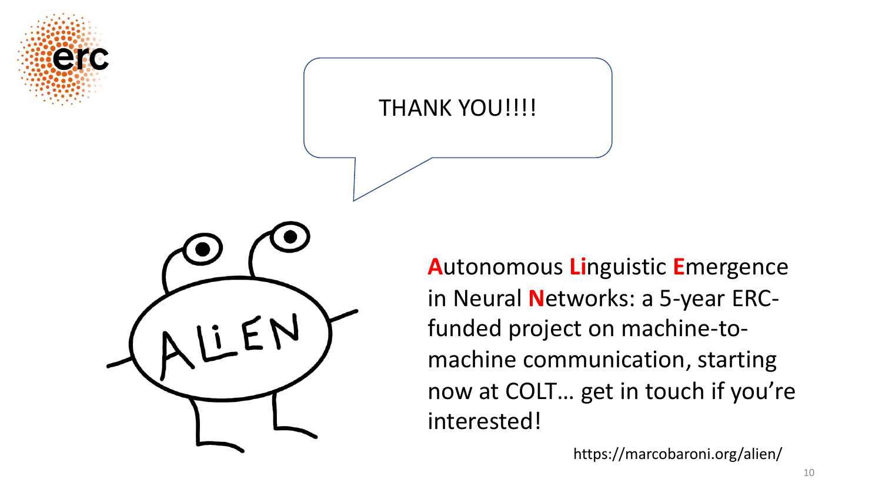THANK YOU!!!!

ALiEN

**A**utonomous **Li**nguistic **E**mergence in Neural **N**etworks: a 5-year ERC-funded project on machine-to-machine communication, starting now at COLT… get in touch if you're interested!

https://marcobaroni.org/alien/